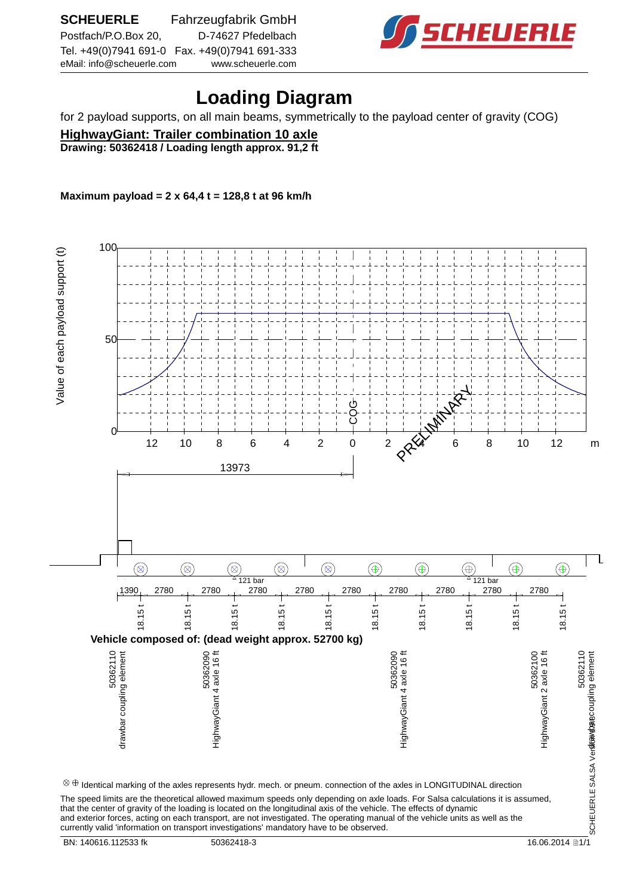**SCHEUERLE** Fahrzeugfabrik GmbH
Postfach/P.O.Box 20, D-74627 Pfedelbach
Tel. +49(0)7941 691-0 Fax. +49(0)7941 691-333
eMail: info@scheuerle.com www.scheuerle.com

# Loading Diagram

for 2 payload supports, on all main beams, symmetrically to the payload center of gravity (COG)

**HighwayGiant: Trailer combination 10 axle**

**Drawing: 50362418 / Loading length approx. 91,2 ft**

**Maximum payload = 2 x 64,4 t = 128,8 t at 96 km/h**

Value of each payload support (t)

100

50

0

12 10 8 6 4 2 0 2 4 6 8 10 12 m

COG

PRELIMINARY

13973

121 bar

121 bar

| 1390 | 2780 | 2780 | 2780 | 2780 | 2780 | 2780 | 2780 | 2780 | 2780 |
|---|---|---|---|---|---|---|---|---|---|
| 18.15 t | 18.15 t | 18.15 t | 18.15 t | 18.15 t | 18.15 t | 18.15 t | 18.15 t | 18.15 t | 18.15 t |

**Vehicle composed of: (dead weight approx. 52700 kg)**

- 50362110 drawbar coupling element
- 50362090 HighwayGiant 4 axle 16 ft
- 50362090 HighwayGiant 4 axle 16 ft
- 50362100 HighwayGiant 2 axle 16 ft
- 50362110 drawbar coupling element

⊗ ⊕ Identical marking of the axles represents hydr. mech. or pneum. connection of the axles in LONGITUDINAL direction

The speed limits are the theoretical allowed maximum speeds only depending on axle loads. For Salsa calculations it is assumed, that the center of gravity of the loading is located on the longitudinal axis of the vehicle. The effects of dynamic and exterior forces, acting on each transport, are not investigated. The operating manual of the vehicle units as well as the currently valid 'information on transport investigations' mandatory have to be observed.

BN: 140616.112533 fk 50362418-3 16.06.2014

SCHEUERLE SALSA Version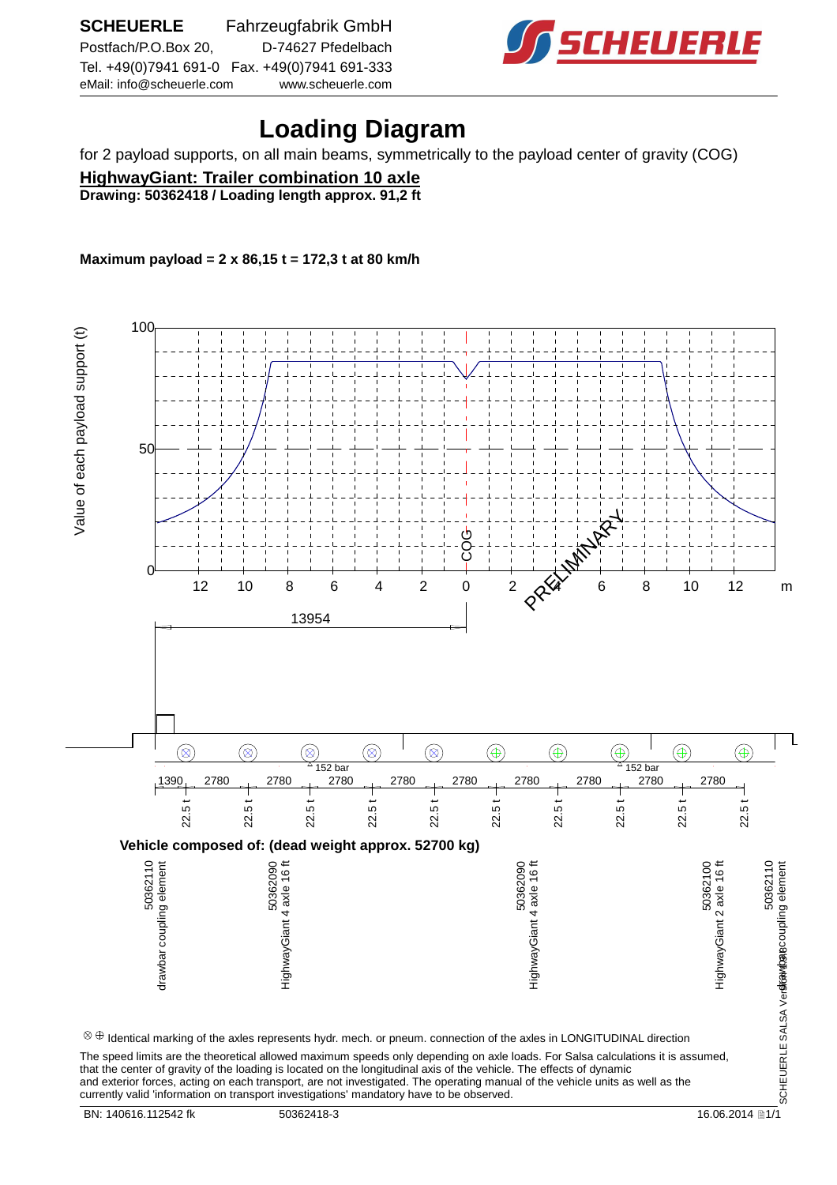**SCHEUERLE** Fahrzeugfabrik GmbH
Postfach/P.O.Box 20, D-74627 Pfedelbach
Tel. +49(0)7941 691-0 Fax. +49(0)7941 691-333
eMail: info@scheuerle.com www.scheuerle.com

# Loading Diagram

for 2 payload supports, on all main beams, symmetrically to the payload center of gravity (COG)

**HighwayGiant: Trailer combination 10 axle**

**Drawing: 50362418 / Loading length approx. 91,2 ft**

**Maximum payload = 2 x 86,15 t = 172,3 t at 80 km/h**

Value of each payload support (t)

100

50

0

12 10 8 6 4 2 0 2 4 6 8 10 12 m

COG

PRELIMINARY

13954

152 bar 152 bar

1390 2780 2780 2780 2780 2780 2780 2780 2780 2780

22.5 t 22.5 t 22.5 t 22.5 t 22.5 t 22.5 t 22.5 t 22.5 t 22.5 t 22.5 t

**Vehicle composed of: (dead weight approx. 52700 kg)**

50362110 drawbar coupling element

50362090 HighwayGiant 4 axle 16 ft

50362090 HighwayGiant 4 axle 16 ft

50362100 HighwayGiant 2 axle 16 ft

50362110 drawbar coupling element

⊗ ⊕ Identical marking of the axles represents hydr. mech. or pneum. connection of the axles in LONGITUDINAL direction

The speed limits are the theoretical allowed maximum speeds only depending on axle loads. For Salsa calculations it is assumed, that the center of gravity of the loading is located on the longitudinal axis of the vehicle. The effects of dynamic and exterior forces, acting on each transport, are not investigated. The operating manual of the vehicle units as well as the currently valid 'information on transport investigations' mandatory have to be observed.

SCHEUERLE SALSA Version

BN: 140616.112542 fk 50362418-3 16.06.2014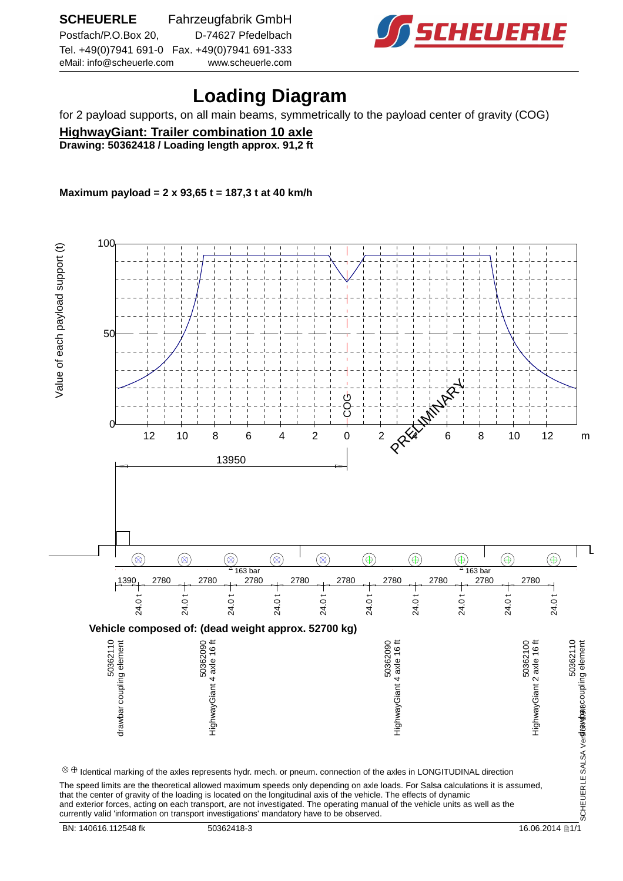**SCHEUERLE** Fahrzeugfabrik GmbH
Postfach/P.O.Box 20, D-74627 Pfedelbach
Tel. +49(0)7941 691-0 Fax. +49(0)7941 691-333
eMail: info@scheuerle.com www.scheuerle.com

# Loading Diagram

for 2 payload supports, on all main beams, symmetrically to the payload center of gravity (COG)

**HighwayGiant: Trailer combination 10 axle**
**Drawing: 50362418 / Loading length approx. 91,2 ft**

**Maximum payload = 2 x 93,65 t = 187,3 t at 40 km/h**

Value of each payload support (t)

100
50
0

12 10 8 6 4 2 0 2 4 6 8 10 12 m

COG

PRELIMINARY

13950

163 bar 163 bar

| 1390 | 2780 | 2780 | 2780 | 2780 | 2780 | 2780 | 2780 | 2780 | 2780 |
|---|---|---|---|---|---|---|---|---|---|
| 24.0 t | 24.0 t | 24.0 t | 24.0 t | 24.0 t | 24.0 t | 24.0 t | 24.0 t | 24.0 t | 24.0 t |

**Vehicle composed of: (dead weight approx. 52700 kg)**

- 50362110 drawbar coupling element
- 50362090 HighwayGiant 4 axle 16 ft
- 50362090 HighwayGiant 4 axle 16 ft
- 50362100 HighwayGiant 2 axle 16 ft
- 50362110 drawbar coupling element

⊗ ⊕ Identical marking of the axles represents hydr. mech. or pneum. connection of the axles in LONGITUDINAL direction

The speed limits are the theoretical allowed maximum speeds only depending on axle loads. For Salsa calculations it is assumed, that the center of gravity of the loading is located on the longitudinal axis of the vehicle. The effects of dynamic and exterior forces, acting on each transport, are not investigated. The operating manual of the vehicle units as well as the currently valid 'information on transport investigations' mandatory have to be observed.

BN: 140616.112548 fk 50362418-3 16.06.2014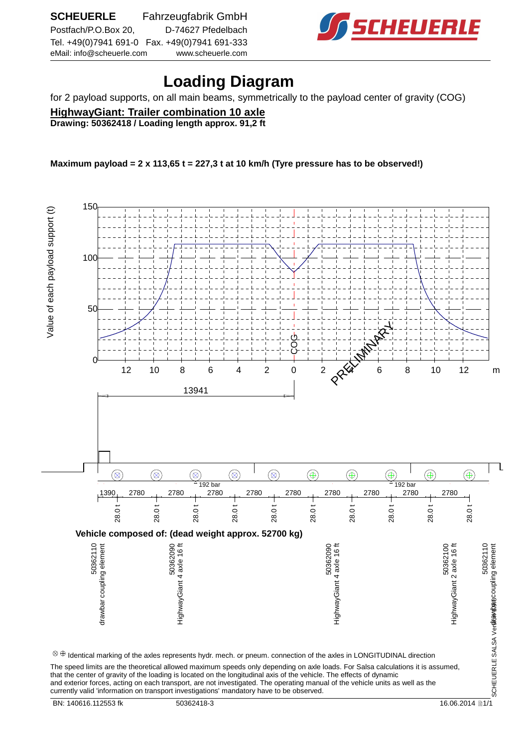**SCHEUERLE** Fahrzeugfabrik GmbH
Postfach/P.O.Box 20, D-74627 Pfedelbach
Tel. +49(0)7941 691-0 Fax. +49(0)7941 691-333
eMail: info@scheuerle.com www.scheuerle.com

# Loading Diagram

for 2 payload supports, on all main beams, symmetrically to the payload center of gravity (COG)

**HighwayGiant: Trailer combination 10 axle**

**Drawing: 50362418 / Loading length approx. 91,2 ft**

**Maximum payload = 2 x 113,65 t = 227,3 t at 10 km/h (Tyre pressure has to be observed!)**

Value of each payload support (t)

150
100
50
0

12 10 8 6 4 2 0 2 4 6 8 10 12 m

COG

PRELIMINARY

13941

192 bar
192 bar

1390 2780 2780 2780 2780 2780 2780 2780 2780 2780

28.0 t 28.0 t 28.0 t 28.0 t 28.0 t 28.0 t 28.0 t 28.0 t 28.0 t 28.0 t

**Vehicle composed of: (dead weight approx. 52700 kg)**

50362110 drawbar coupling element

50362090 HighwayGiant 4 axle 16 ft

50362090 HighwayGiant 4 axle 16 ft

50362100 HighwayGiant 2 axle 16 ft

50362110 drawbar coupling element

⊗ ⊕ Identical marking of the axles represents hydr. mech. or pneum. connection of the axles in LONGITUDINAL direction

The speed limits are the theoretical allowed maximum speeds only depending on axle loads. For Salsa calculations it is assumed, that the center of gravity of the loading is located on the longitudinal axis of the vehicle. The effects of dynamic and exterior forces, acting on each transport, are not investigated. The operating manual of the vehicle units as well as the currently valid 'information on transport investigations' mandatory have to be observed.

SCHEUERLE SALSA Version

BN: 140616.112553 fk 50362418-3 16.06.2014